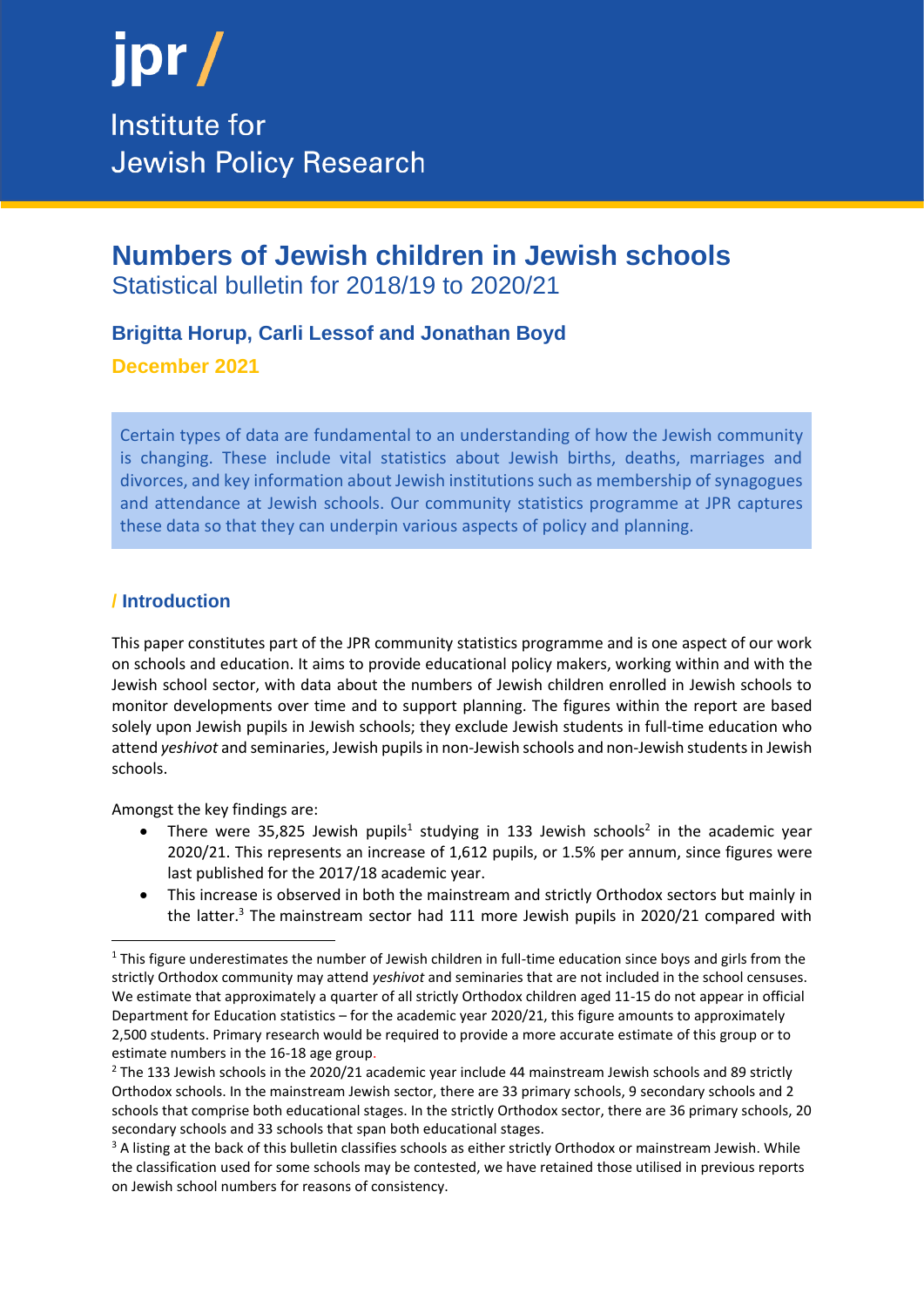jpr /

Institute for Jewish Policy Research

# Numbers of Jewish children in Jewish schools

Statistical bulletin for 2018/19 to 2020/21

**Brigitta Horup, Carli Lessof and Jonathan Boyd**

**December 2021**

Certain types of data are fundamental to an understanding of how the Jewish community is changing. These include vital statistics about Jewish births, deaths, marriages and divorces, and key information about Jewish institutions such as membership of synagogues and attendance at Jewish schools. Our community statistics programme at JPR captures these data so that they can underpin various aspects of policy and planning.

## / Introduction

This paper constitutes part of the JPR community statistics programme and is one aspect of our work on schools and education. It aims to provide educational policy makers, working within and with the Jewish school sector, with data about the numbers of Jewish children enrolled in Jewish schools to monitor developments over time and to support planning. The figures within the report are based solely upon Jewish pupils in Jewish schools; they exclude Jewish students in full-time education who attend *yeshivot* and seminaries, Jewish pupils in non-Jewish schools and non-Jewish students in Jewish schools.

Amongst the key findings are:

- There were 35,825 Jewish pupils[1] studying in 133 Jewish schools[2] in the academic year 2020/21. This represents an increase of 1,612 pupils, or 1.5% per annum, since figures were last published for the 2017/18 academic year.
- This increase is observed in both the mainstream and strictly Orthodox sectors but mainly in the latter.[3] The mainstream sector had 111 more Jewish pupils in 2020/21 compared with

---

[1] This figure underestimates the number of Jewish children in full-time education since boys and girls from the strictly Orthodox community may attend *yeshivot* and seminaries that are not included in the school censuses. We estimate that approximately a quarter of all strictly Orthodox children aged 11-15 do not appear in official Department for Education statistics – for the academic year 2020/21, this figure amounts to approximately 2,500 students. Primary research would be required to provide a more accurate estimate of this group or to estimate numbers in the 16-18 age group.

[2] The 133 Jewish schools in the 2020/21 academic year include 44 mainstream Jewish schools and 89 strictly Orthodox schools. In the mainstream Jewish sector, there are 33 primary schools, 9 secondary schools and 2 schools that comprise both educational stages. In the strictly Orthodox sector, there are 36 primary schools, 20 secondary schools and 33 schools that span both educational stages.

[3] A listing at the back of this bulletin classifies schools as either strictly Orthodox or mainstream Jewish. While the classification used for some schools may be contested, we have retained those utilised in previous reports on Jewish school numbers for reasons of consistency.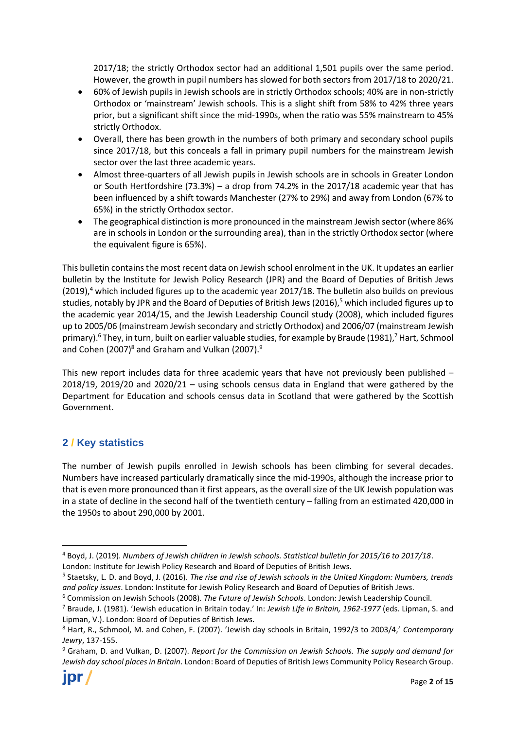2017/18; the strictly Orthodox sector had an additional 1,501 pupils over the same period. However, the growth in pupil numbers has slowed for both sectors from 2017/18 to 2020/21.

- 60% of Jewish pupils in Jewish schools are in strictly Orthodox schools; 40% are in non-strictly Orthodox or 'mainstream' Jewish schools. This is a slight shift from 58% to 42% three years prior, but a significant shift since the mid-1990s, when the ratio was 55% mainstream to 45% strictly Orthodox.
- Overall, there has been growth in the numbers of both primary and secondary school pupils since 2017/18, but this conceals a fall in primary pupil numbers for the mainstream Jewish sector over the last three academic years.
- Almost three-quarters of all Jewish pupils in Jewish schools are in schools in Greater London or South Hertfordshire (73.3%) – a drop from 74.2% in the 2017/18 academic year that has been influenced by a shift towards Manchester (27% to 29%) and away from London (67% to 65%) in the strictly Orthodox sector.
- The geographical distinction is more pronounced in the mainstream Jewish sector (where 86% are in schools in London or the surrounding area), than in the strictly Orthodox sector (where the equivalent figure is 65%).

This bulletin contains the most recent data on Jewish school enrolment in the UK. It updates an earlier bulletin by the Institute for Jewish Policy Research (JPR) and the Board of Deputies of British Jews (2019),[4] which included figures up to the academic year 2017/18. The bulletin also builds on previous studies, notably by JPR and the Board of Deputies of British Jews (2016),[5] which included figures up to the academic year 2014/15, and the Jewish Leadership Council study (2008), which included figures up to 2005/06 (mainstream Jewish secondary and strictly Orthodox) and 2006/07 (mainstream Jewish primary).[6] They, in turn, built on earlier valuable studies, for example by Braude (1981),[7] Hart, Schmool and Cohen (2007)[8] and Graham and Vulkan (2007).[9]

This new report includes data for three academic years that have not previously been published – 2018/19, 2019/20 and 2020/21 – using schools census data in England that were gathered by the Department for Education and schools census data in Scotland that were gathered by the Scottish Government.

## 2 / Key statistics

The number of Jewish pupils enrolled in Jewish schools has been climbing for several decades. Numbers have increased particularly dramatically since the mid-1990s, although the increase prior to that is even more pronounced than it first appears, as the overall size of the UK Jewish population was in a state of decline in the second half of the twentieth century – falling from an estimated 420,000 in the 1950s to about 290,000 by 2001.

---

[4] Boyd, J. (2019). *Numbers of Jewish children in Jewish schools. Statistical bulletin for 2015/16 to 2017/18*. London: Institute for Jewish Policy Research and Board of Deputies of British Jews.

[5] Staetsky, L. D. and Boyd, J. (2016). *The rise and rise of Jewish schools in the United Kingdom: Numbers, trends and policy issues*. London: Institute for Jewish Policy Research and Board of Deputies of British Jews.

[6] Commission on Jewish Schools (2008). *The Future of Jewish Schools*. London: Jewish Leadership Council.

[7] Braude, J. (1981). 'Jewish education in Britain today.' In: *Jewish Life in Britain, 1962-1977* (eds. Lipman, S. and Lipman, V.). London: Board of Deputies of British Jews.

[8] Hart, R., Schmool, M. and Cohen, F. (2007). 'Jewish day schools in Britain, 1992/3 to 2003/4,' *Contemporary Jewry*, 137-155.

[9] Graham, D. and Vulkan, D. (2007). *Report for the Commission on Jewish Schools. The supply and demand for Jewish day school places in Britain*. London: Board of Deputies of British Jews Community Policy Research Group.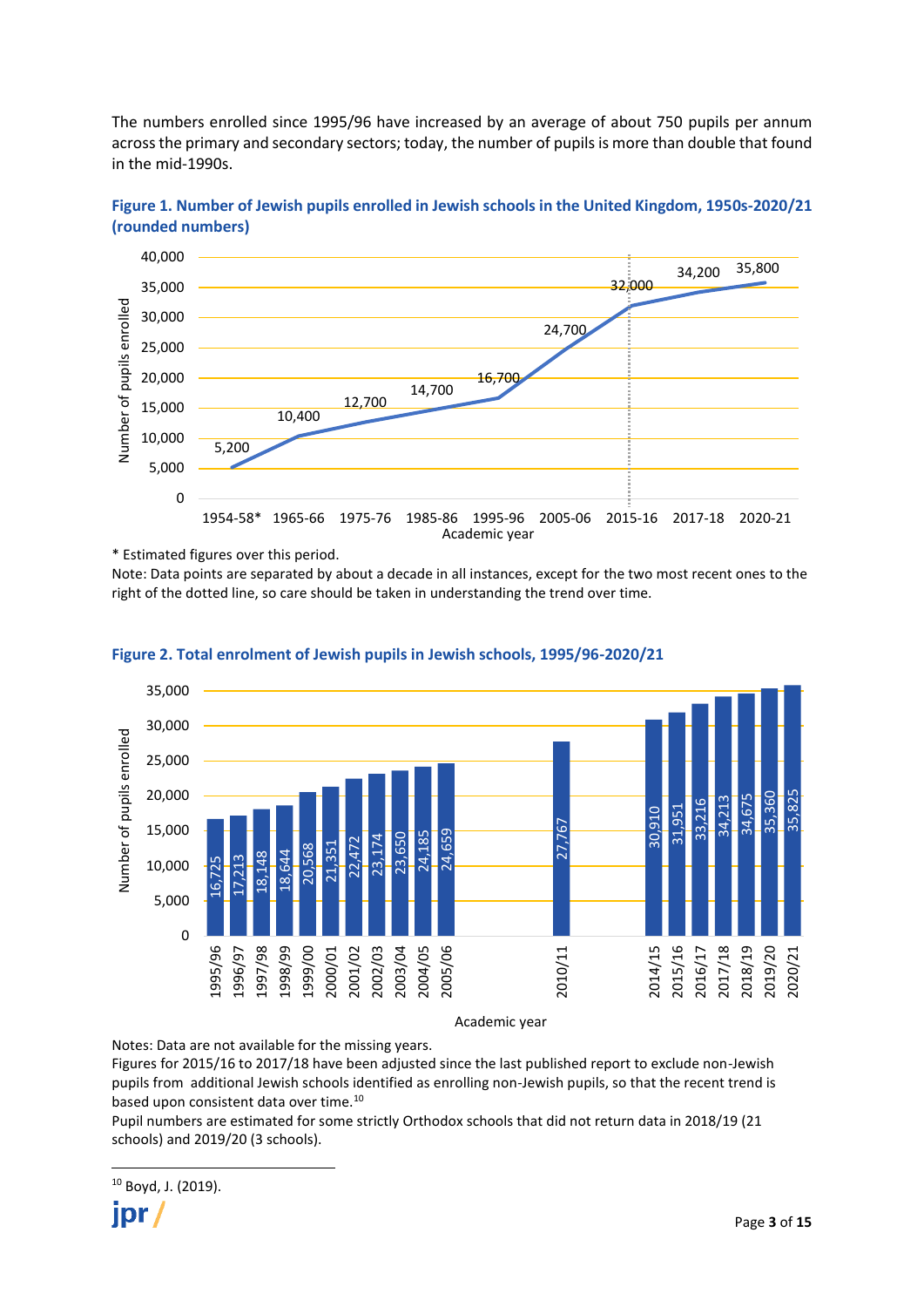The numbers enrolled since 1995/96 have increased by an average of about 750 pupils per annum across the primary and secondary sectors; today, the number of pupils is more than double that found in the mid-1990s.

**Figure 1. Number of Jewish pupils enrolled in Jewish schools in the United Kingdom, 1950s-2020/21 (rounded numbers)**

| Academic year | Number of pupils enrolled |
|---|---|
| 1954-58* | 5,200 |
| 1965-66 | 10,400 |
| 1975-76 | 12,700 |
| 1985-86 | 14,700 |
| 1995-96 | 16,700 |
| 2005-06 | 24,700 |
| 2015-16 | 32,000 |
| 2017-18 | 34,200 |
| 2020-21 | 35,800 |

\* Estimated figures over this period.

Note: Data points are separated by about a decade in all instances, except for the two most recent ones to the right of the dotted line, so care should be taken in understanding the trend over time.

**Figure 2. Total enrolment of Jewish pupils in Jewish schools, 1995/96-2020/21**

| Academic year | Number of pupils enrolled |
|---|---|
| 1995/96 | 16,725 |
| 1996/97 | 17,213 |
| 1997/98 | 18,148 |
| 1998/99 | 18,644 |
| 1999/00 | 20,568 |
| 2000/01 | 21,351 |
| 2001/02 | 22,472 |
| 2002/03 | 23,174 |
| 2003/04 | 23,650 |
| 2004/05 | 24,185 |
| 2005/06 | 24,659 |
| 2010/11 | 27,767 |
| 2014/15 | 30,910 |
| 2015/16 | 31,951 |
| 2016/17 | 33,216 |
| 2017/18 | 34,213 |
| 2018/19 | 34,675 |
| 2019/20 | 35,360 |
| 2020/21 | 35,825 |

Notes: Data are not available for the missing years.

Figures for 2015/16 to 2017/18 have been adjusted since the last published report to exclude non-Jewish pupils from additional Jewish schools identified as enrolling non-Jewish pupils, so that the recent trend is based upon consistent data over time.[10]

Pupil numbers are estimated for some strictly Orthodox schools that did not return data in 2018/19 (21 schools) and 2019/20 (3 schools).

[10] Boyd, J. (2019).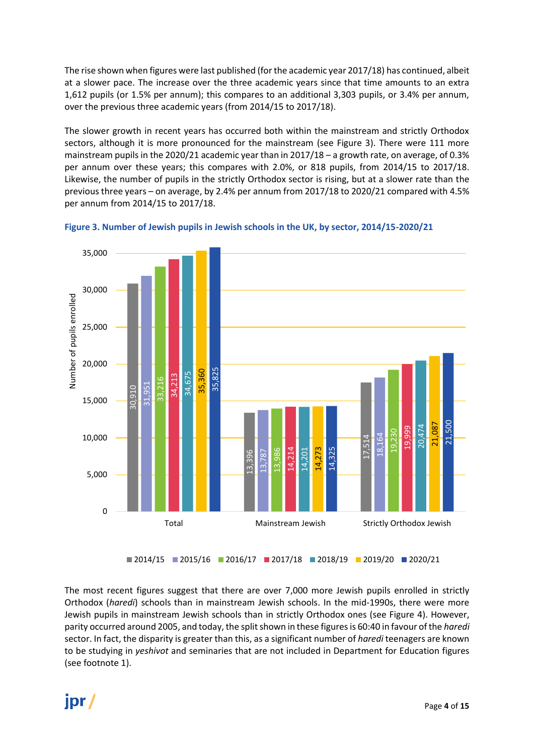The rise shown when figures were last published (for the academic year 2017/18) has continued, albeit at a slower pace. The increase over the three academic years since that time amounts to an extra 1,612 pupils (or 1.5% per annum); this compares to an additional 3,303 pupils, or 3.4% per annum, over the previous three academic years (from 2014/15 to 2017/18).

The slower growth in recent years has occurred both within the mainstream and strictly Orthodox sectors, although it is more pronounced for the mainstream (see Figure 3). There were 111 more mainstream pupils in the 2020/21 academic year than in 2017/18 – a growth rate, on average, of 0.3% per annum over these years; this compares with 2.0%, or 818 pupils, from 2014/15 to 2017/18. Likewise, the number of pupils in the strictly Orthodox sector is rising, but at a slower rate than the previous three years – on average, by 2.4% per annum from 2017/18 to 2020/21 compared with 4.5% per annum from 2014/15 to 2017/18.

**Figure 3. Number of Jewish pupils in Jewish schools in the UK, by sector, 2014/15-2020/21**

| Number of pupils enrolled | 2014/15 | 2015/16 | 2016/17 | 2017/18 | 2018/19 | 2019/20 | 2020/21 |
|---|---|---|---|---|---|---|---|
| Total | 30,910 | 31,951 | 33,216 | 34,213 | 34,675 | 35,360 | 35,825 |
| Mainstream Jewish | 13,396 | 13,787 | 13,986 | 14,214 | 14,201 | 14,273 | 14,325 |
| Strictly Orthodox Jewish | 17,514 | 18,164 | 19,230 | 19,999 | 20,474 | 21,087 | 21,500 |

The most recent figures suggest that there are over 7,000 more Jewish pupils enrolled in strictly Orthodox (*haredi*) schools than in mainstream Jewish schools. In the mid-1990s, there were more Jewish pupils in mainstream Jewish schools than in strictly Orthodox ones (see Figure 4). However, parity occurred around 2005, and today, the split shown in these figures is 60:40 in favour of the *haredi* sector. In fact, the disparity is greater than this, as a significant number of *haredi* teenagers are known to be studying in *yeshivot* and seminaries that are not included in Department for Education figures (see footnote 1).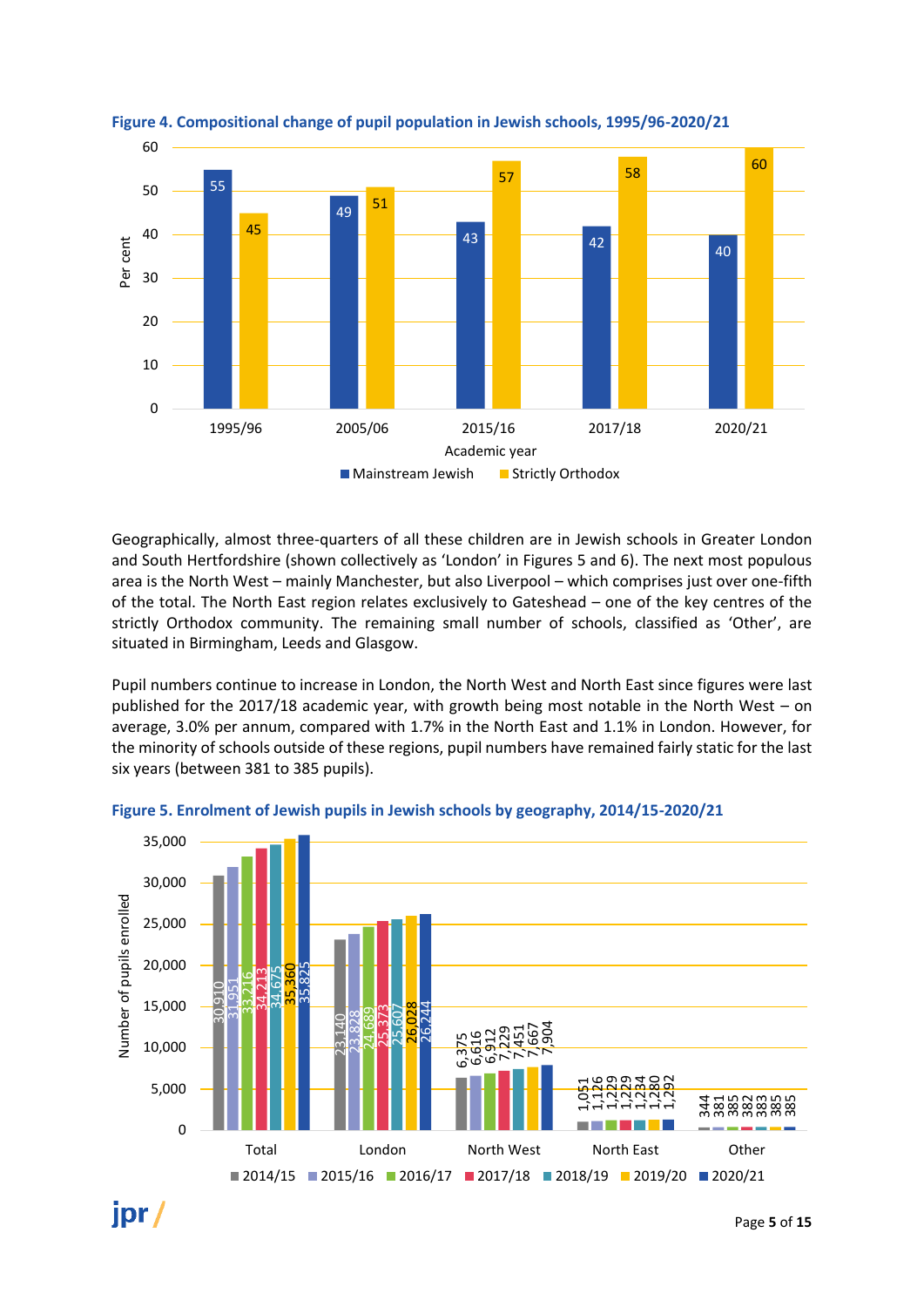**Figure 4. Compositional change of pupil population in Jewish schools, 1995/96-2020/21**

| Academic year | Mainstream Jewish (per cent) | Strictly Orthodox (per cent) |
|---|---|---|
| 1995/96 | 55 | 45 |
| 2005/06 | 49 | 51 |
| 2015/16 | 43 | 57 |
| 2017/18 | 42 | 58 |
| 2020/21 | 40 | 60 |

Geographically, almost three-quarters of all these children are in Jewish schools in Greater London and South Hertfordshire (shown collectively as 'London' in Figures 5 and 6). The next most populous area is the North West – mainly Manchester, but also Liverpool – which comprises just over one-fifth of the total. The North East region relates exclusively to Gateshead – one of the key centres of the strictly Orthodox community. The remaining small number of schools, classified as 'Other', are situated in Birmingham, Leeds and Glasgow.

Pupil numbers continue to increase in London, the North West and North East since figures were last published for the 2017/18 academic year, with growth being most notable in the North West – on average, 3.0% per annum, compared with 1.7% in the North East and 1.1% in London. However, for the minority of schools outside of these regions, pupil numbers have remained fairly static for the last six years (between 381 to 385 pupils).

**Figure 5. Enrolment of Jewish pupils in Jewish schools by geography, 2014/15-2020/21**

| | 2014/15 | 2015/16 | 2016/17 | 2017/18 | 2018/19 | 2019/20 | 2020/21 |
|---|---|---|---|---|---|---|---|
| Total | 30,910 | 31,951 | 33,216 | 34,213 | 34,675 | 35,360 | 35,825 |
| London | 23,140 | 23,828 | 24,689 | 25,373 | 25,607 | 26,028 | 26,244 |
| North West | 6,375 | 6,616 | 6,912 | 7,229 | 7,451 | 7,667 | 7,904 |
| North East | 1,051 | 1,126 | 1,229 | 1,229 | 1,234 | 1,280 | 1,292 |
| Other | 344 | 381 | 385 | 382 | 383 | 385 | 385 |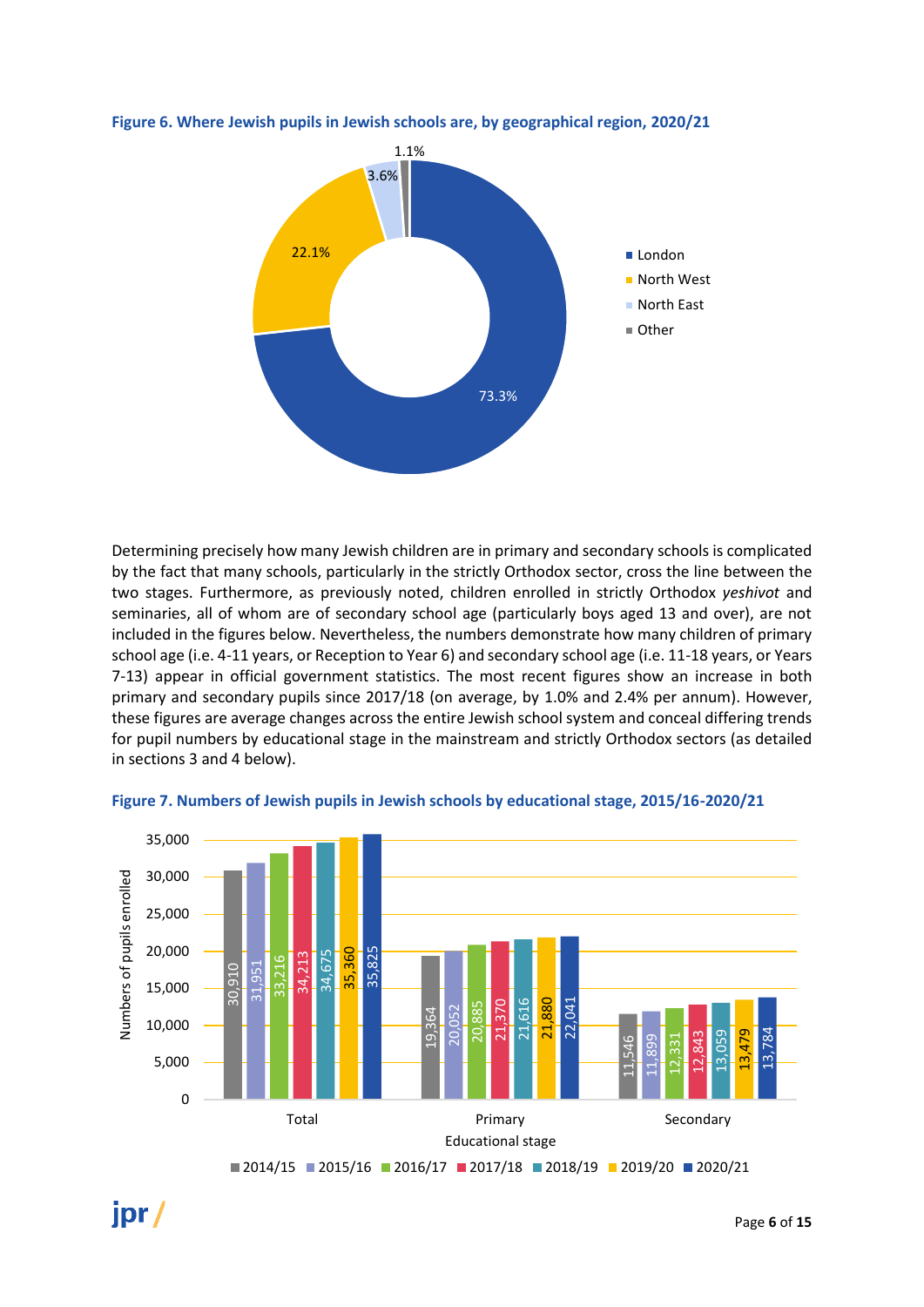**Figure 6. Where Jewish pupils in Jewish schools are, by geographical region, 2020/21**

| Region | Share |
|---|---|
| London | 73.3% |
| North West | 22.1% |
| North East | 3.6% |
| Other | 1.1% |

Determining precisely how many Jewish children are in primary and secondary schools is complicated by the fact that many schools, particularly in the strictly Orthodox sector, cross the line between the two stages. Furthermore, as previously noted, children enrolled in strictly Orthodox *yeshivot* and seminaries, all of whom are of secondary school age (particularly boys aged 13 and over), are not included in the figures below. Nevertheless, the numbers demonstrate how many children of primary school age (i.e. 4-11 years, or Reception to Year 6) and secondary school age (i.e. 11-18 years, or Years 7-13) appear in official government statistics. The most recent figures show an increase in both primary and secondary pupils since 2017/18 (on average, by 1.0% and 2.4% per annum). However, these figures are average changes across the entire Jewish school system and conceal differing trends for pupil numbers by educational stage in the mainstream and strictly Orthodox sectors (as detailed in sections 3 and 4 below).

**Figure 7. Numbers of Jewish pupils in Jewish schools by educational stage, 2015/16-2020/21**

| Educational stage | 2014/15 | 2015/16 | 2016/17 | 2017/18 | 2018/19 | 2019/20 | 2020/21 |
|---|---|---|---|---|---|---|---|
| Total | 30,910 | 31,951 | 33,216 | 34,213 | 34,675 | 35,360 | 35,825 |
| Primary | 19,364 | 20,052 | 20,885 | 21,370 | 21,616 | 21,880 | 22,041 |
| Secondary | 11,546 | 11,899 | 12,331 | 12,843 | 13,059 | 13,479 | 13,784 |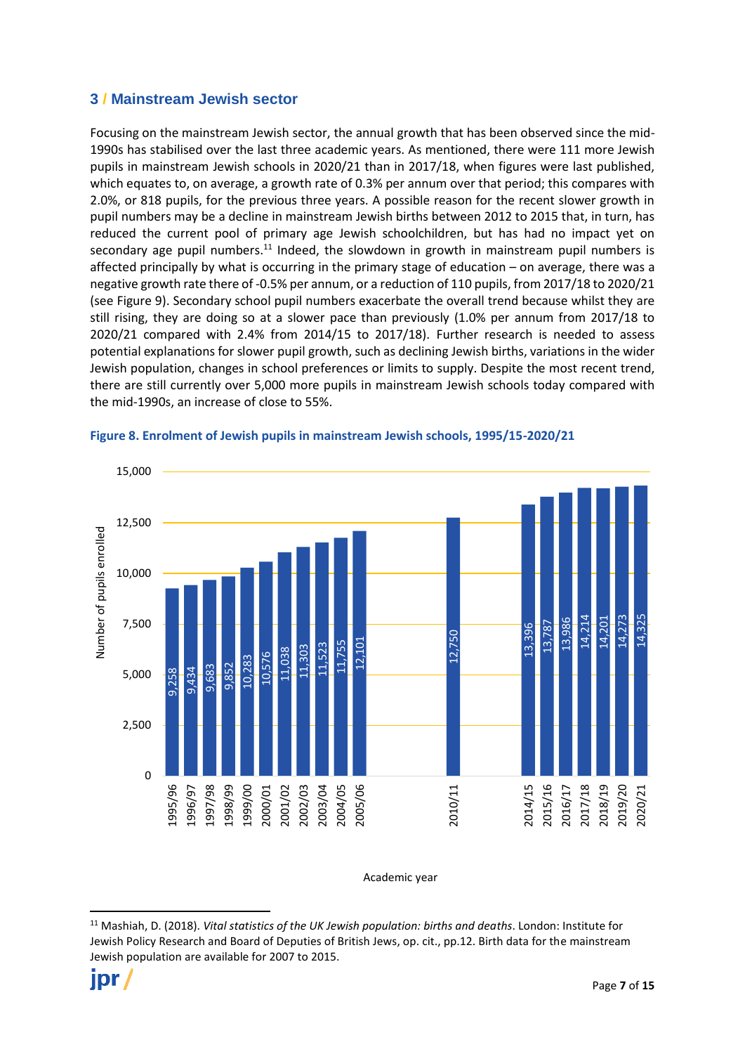## 3 / Mainstream Jewish sector

Focusing on the mainstream Jewish sector, the annual growth that has been observed since the mid-1990s has stabilised over the last three academic years. As mentioned, there were 111 more Jewish pupils in mainstream Jewish schools in 2020/21 than in 2017/18, when figures were last published, which equates to, on average, a growth rate of 0.3% per annum over that period; this compares with 2.0%, or 818 pupils, for the previous three years. A possible reason for the recent slower growth in pupil numbers may be a decline in mainstream Jewish births between 2012 to 2015 that, in turn, has reduced the current pool of primary age Jewish schoolchildren, but has had no impact yet on secondary age pupil numbers.[11] Indeed, the slowdown in growth in mainstream pupil numbers is affected principally by what is occurring in the primary stage of education – on average, there was a negative growth rate there of -0.5% per annum, or a reduction of 110 pupils, from 2017/18 to 2020/21 (see Figure 9). Secondary school pupil numbers exacerbate the overall trend because whilst they are still rising, they are doing so at a slower pace than previously (1.0% per annum from 2017/18 to 2020/21 compared with 2.4% from 2014/15 to 2017/18). Further research is needed to assess potential explanations for slower pupil growth, such as declining Jewish births, variations in the wider Jewish population, changes in school preferences or limits to supply. Despite the most recent trend, there are still currently over 5,000 more pupils in mainstream Jewish schools today compared with the mid-1990s, an increase of close to 55%.

**Figure 8. Enrolment of Jewish pupils in mainstream Jewish schools, 1995/15-2020/21**

| Academic year | Number of pupils enrolled |
|---|---|
| 1995/96 | 9,258 |
| 1996/97 | 9,434 |
| 1997/98 | 9,683 |
| 1998/99 | 9,852 |
| 1999/00 | 10,283 |
| 2000/01 | 10,576 |
| 2001/02 | 11,038 |
| 2002/03 | 11,303 |
| 2003/04 | 11,523 |
| 2004/05 | 11,755 |
| 2005/06 | 12,101 |
| 2010/11 | 12,750 |
| 2014/15 | 13,396 |
| 2015/16 | 13,787 |
| 2016/17 | 13,986 |
| 2017/18 | 14,214 |
| 2018/19 | 14,201 |
| 2019/20 | 14,273 |
| 2020/21 | 14,325 |

[11] Mashiah, D. (2018). *Vital statistics of the UK Jewish population: births and deaths*. London: Institute for Jewish Policy Research and Board of Deputies of British Jews, op. cit., pp.12. Birth data for the mainstream Jewish population are available for 2007 to 2015.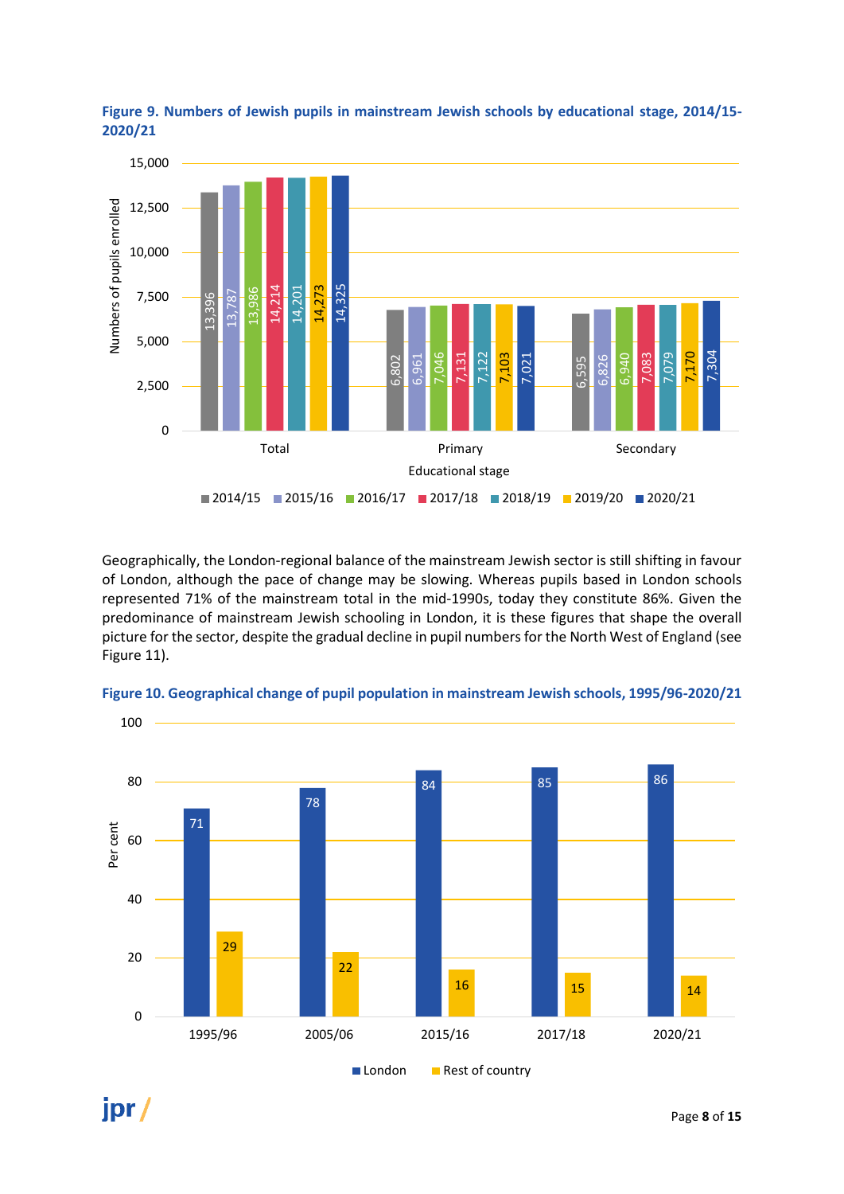**Figure 9. Numbers of Jewish pupils in mainstream Jewish schools by educational stage, 2014/15-2020/21**

| Educational stage | 2014/15 | 2015/16 | 2016/17 | 2017/18 | 2018/19 | 2019/20 | 2020/21 |
|---|---|---|---|---|---|---|---|
| Total | 13,396 | 13,787 | 13,986 | 14,214 | 14,201 | 14,273 | 14,325 |
| Primary | 6,802 | 6,961 | 7,046 | 7,131 | 7,122 | 7,103 | 7,021 |
| Secondary | 6,595 | 6,826 | 6,940 | 7,083 | 7,079 | 7,170 | 7,304 |

Geographically, the London-regional balance of the mainstream Jewish sector is still shifting in favour of London, although the pace of change may be slowing. Whereas pupils based in London schools represented 71% of the mainstream total in the mid-1990s, today they constitute 86%. Given the predominance of mainstream Jewish schooling in London, it is these figures that shape the overall picture for the sector, despite the gradual decline in pupil numbers for the North West of England (see Figure 11).

**Figure 10. Geographical change of pupil population in mainstream Jewish schools, 1995/96-2020/21**

| Per cent | 1995/96 | 2005/06 | 2015/16 | 2017/18 | 2020/21 |
|---|---|---|---|---|---|
| London | 71 | 78 | 84 | 85 | 86 |
| Rest of country | 29 | 22 | 16 | 15 | 14 |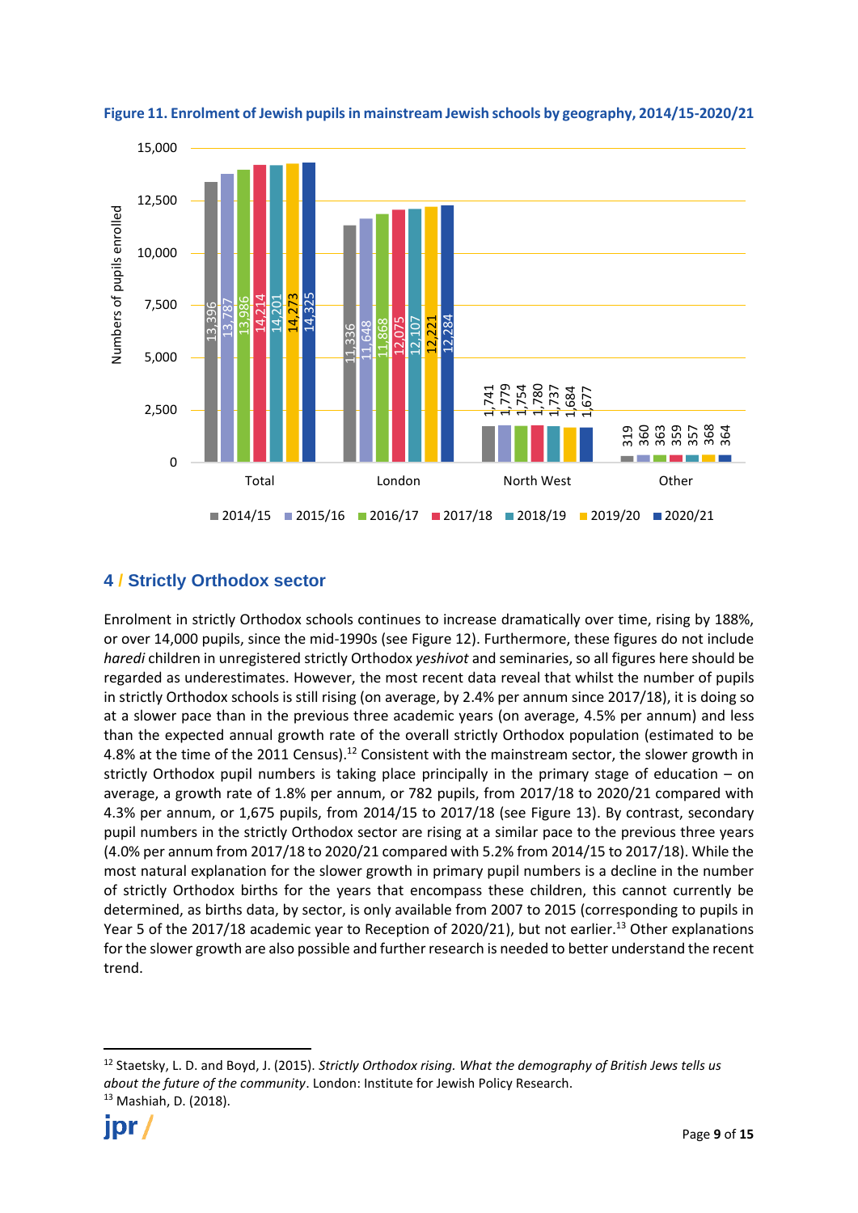**Figure 11. Enrolment of Jewish pupils in mainstream Jewish schools by geography, 2014/15-2020/21**

| | 2014/15 | 2015/16 | 2016/17 | 2017/18 | 2018/19 | 2019/20 | 2020/21 |
|---|---|---|---|---|---|---|---|
| Total | 13,396 | 13,787 | 13,986 | 14,214 | 14,201 | 14,273 | 14,325 |
| London | 11,336 | 11,648 | 11,868 | 12,075 | 12,107 | 12,221 | 12,284 |
| North West | 1,741 | 1,779 | 1,754 | 1,780 | 1,737 | 1,684 | 1,677 |
| Other | 319 | 360 | 363 | 359 | 357 | 368 | 364 |

## 4 / Strictly Orthodox sector

Enrolment in strictly Orthodox schools continues to increase dramatically over time, rising by 188%, or over 14,000 pupils, since the mid-1990s (see Figure 12). Furthermore, these figures do not include *haredi* children in unregistered strictly Orthodox *yeshivot* and seminaries, so all figures here should be regarded as underestimates. However, the most recent data reveal that whilst the number of pupils in strictly Orthodox schools is still rising (on average, by 2.4% per annum since 2017/18), it is doing so at a slower pace than in the previous three academic years (on average, 4.5% per annum) and less than the expected annual growth rate of the overall strictly Orthodox population (estimated to be 4.8% at the time of the 2011 Census).[12] Consistent with the mainstream sector, the slower growth in strictly Orthodox pupil numbers is taking place principally in the primary stage of education – on average, a growth rate of 1.8% per annum, or 782 pupils, from 2017/18 to 2020/21 compared with 4.3% per annum, or 1,675 pupils, from 2014/15 to 2017/18 (see Figure 13). By contrast, secondary pupil numbers in the strictly Orthodox sector are rising at a similar pace to the previous three years (4.0% per annum from 2017/18 to 2020/21 compared with 5.2% from 2014/15 to 2017/18). While the most natural explanation for the slower growth in primary pupil numbers is a decline in the number of strictly Orthodox births for the years that encompass these children, this cannot currently be determined, as births data, by sector, is only available from 2007 to 2015 (corresponding to pupils in Year 5 of the 2017/18 academic year to Reception of 2020/21), but not earlier.[13] Other explanations for the slower growth are also possible and further research is needed to better understand the recent trend.

---

[12] Staetsky, L. D. and Boyd, J. (2015). *Strictly Orthodox rising. What the demography of British Jews tells us about the future of the community*. London: Institute for Jewish Policy Research.

[13] Mashiah, D. (2018).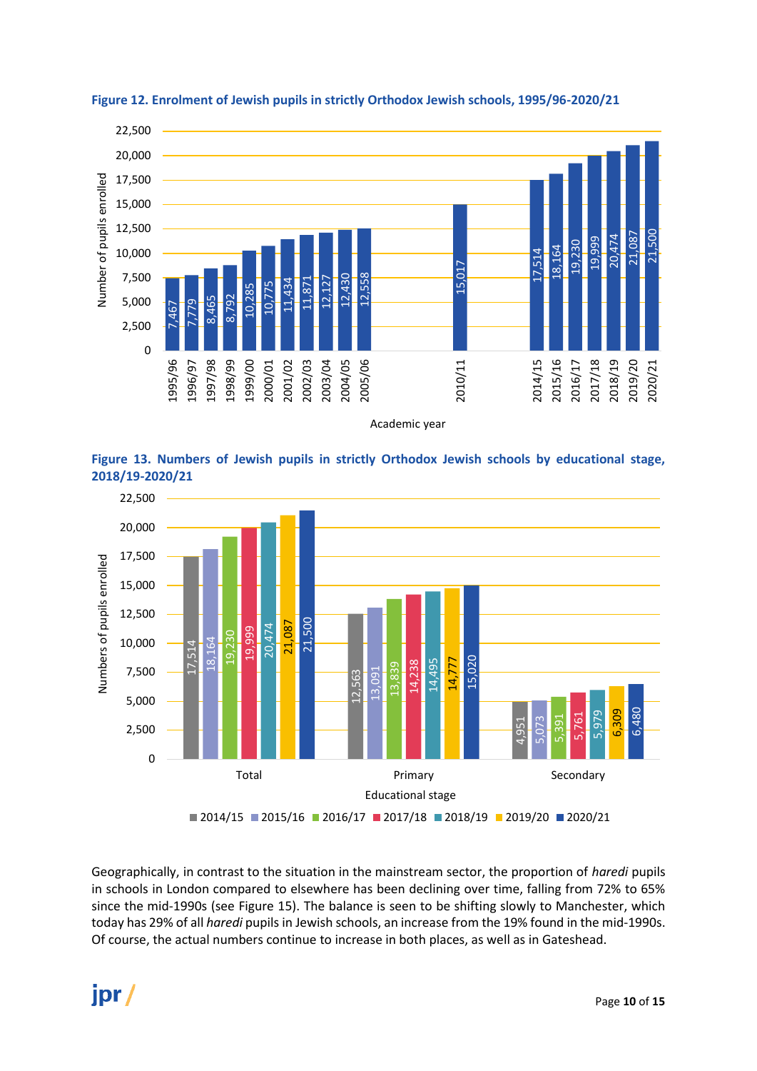**Figure 12. Enrolment of Jewish pupils in strictly Orthodox Jewish schools, 1995/96-2020/21**

| Academic year | Number of pupils enrolled |
|---|---|
| 1995/96 | 7,467 |
| 1996/97 | 7,779 |
| 1997/98 | 8,465 |
| 1998/99 | 8,792 |
| 1999/00 | 10,285 |
| 2000/01 | 10,775 |
| 2001/02 | 11,434 |
| 2002/03 | 11,871 |
| 2003/04 | 12,127 |
| 2004/05 | 12,430 |
| 2005/06 | 12,558 |
| 2010/11 | 15,017 |
| 2014/15 | 17,514 |
| 2015/16 | 18,164 |
| 2016/17 | 19,230 |
| 2017/18 | 19,999 |
| 2018/19 | 20,474 |
| 2019/20 | 21,087 |
| 2020/21 | 21,500 |

**Figure 13. Numbers of Jewish pupils in strictly Orthodox Jewish schools by educational stage, 2018/19-2020/21**

| Educational stage | 2014/15 | 2015/16 | 2016/17 | 2017/18 | 2018/19 | 2019/20 | 2020/21 |
|---|---|---|---|---|---|---|---|
| Total | 17,514 | 18,164 | 19,230 | 19,999 | 20,474 | 21,087 | 21,500 |
| Primary | 12,563 | 13,091 | 13,839 | 14,238 | 14,495 | 14,777 | 15,020 |
| Secondary | 4,951 | 5,073 | 5,391 | 5,761 | 5,979 | 6,309 | 6,480 |

Geographically, in contrast to the situation in the mainstream sector, the proportion of *haredi* pupils in schools in London compared to elsewhere has been declining over time, falling from 72% to 65% since the mid-1990s (see Figure 15). The balance is seen to be shifting slowly to Manchester, which today has 29% of all *haredi* pupils in Jewish schools, an increase from the 19% found in the mid-1990s. Of course, the actual numbers continue to increase in both places, as well as in Gateshead.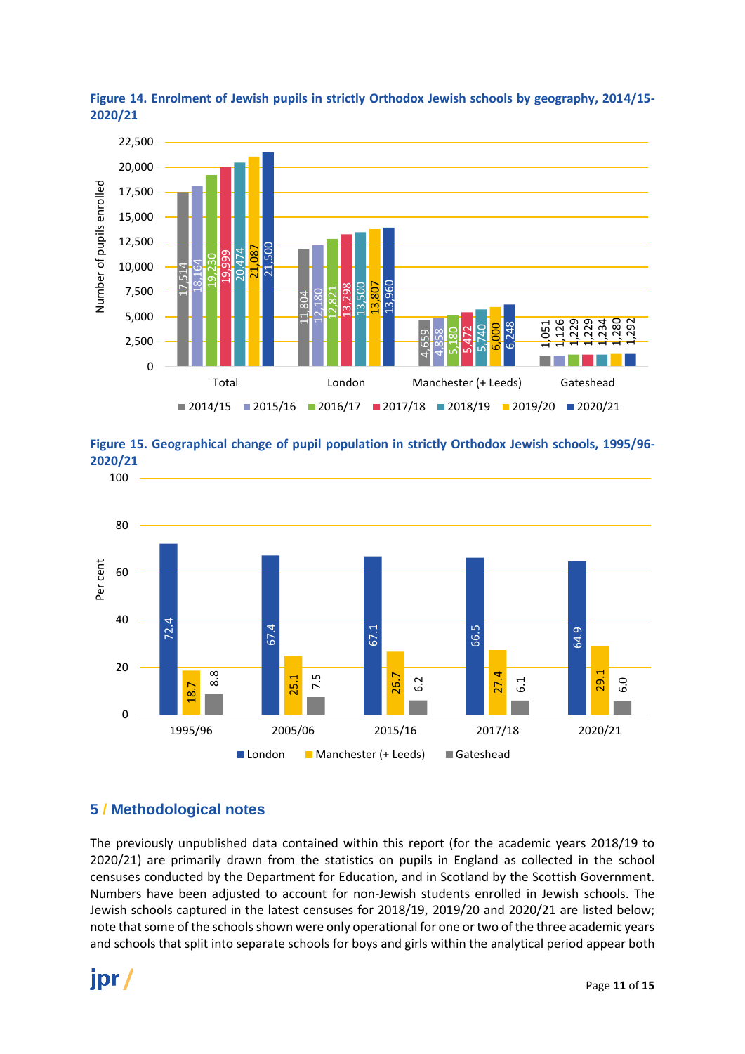**Figure 14. Enrolment of Jewish pupils in strictly Orthodox Jewish schools by geography, 2014/15-2020/21**

| | 2014/15 | 2015/16 | 2016/17 | 2017/18 | 2018/19 | 2019/20 | 2020/21 |
|---|---|---|---|---|---|---|---|
| Total | 17,514 | 18,164 | 19,230 | 19,999 | 20,474 | 21,087 | 21,500 |
| London | 11,804 | 12,180 | 12,821 | 13,298 | 13,500 | 13,807 | 13,960 |
| Manchester (+ Leeds) | 4,659 | 4,858 | 5,180 | 5,472 | 5,740 | 6,000 | 6,248 |
| Gateshead | 1,051 | 1,126 | 1,229 | 1,229 | 1,234 | 1,280 | 1,292 |

**Figure 15. Geographical change of pupil population in strictly Orthodox Jewish schools, 1995/96-2020/21**

| Per cent | 1995/96 | 2005/06 | 2015/16 | 2017/18 | 2020/21 |
|---|---|---|---|---|---|
| London | 72.4 | 67.4 | 67.1 | 66.5 | 64.9 |
| Manchester (+ Leeds) | 18.7 | 25.1 | 26.7 | 27.4 | 29.1 |
| Gateshead | 8.8 | 7.5 | 6.2 | 6.1 | 6.0 |

## 5 / Methodological notes

The previously unpublished data contained within this report (for the academic years 2018/19 to 2020/21) are primarily drawn from the statistics on pupils in England as collected in the school censuses conducted by the Department for Education, and in Scotland by the Scottish Government. Numbers have been adjusted to account for non-Jewish students enrolled in Jewish schools. The Jewish schools captured in the latest censuses for 2018/19, 2019/20 and 2020/21 are listed below; note that some of the schools shown were only operational for one or two of the three academic years and schools that split into separate schools for boys and girls within the analytical period appear both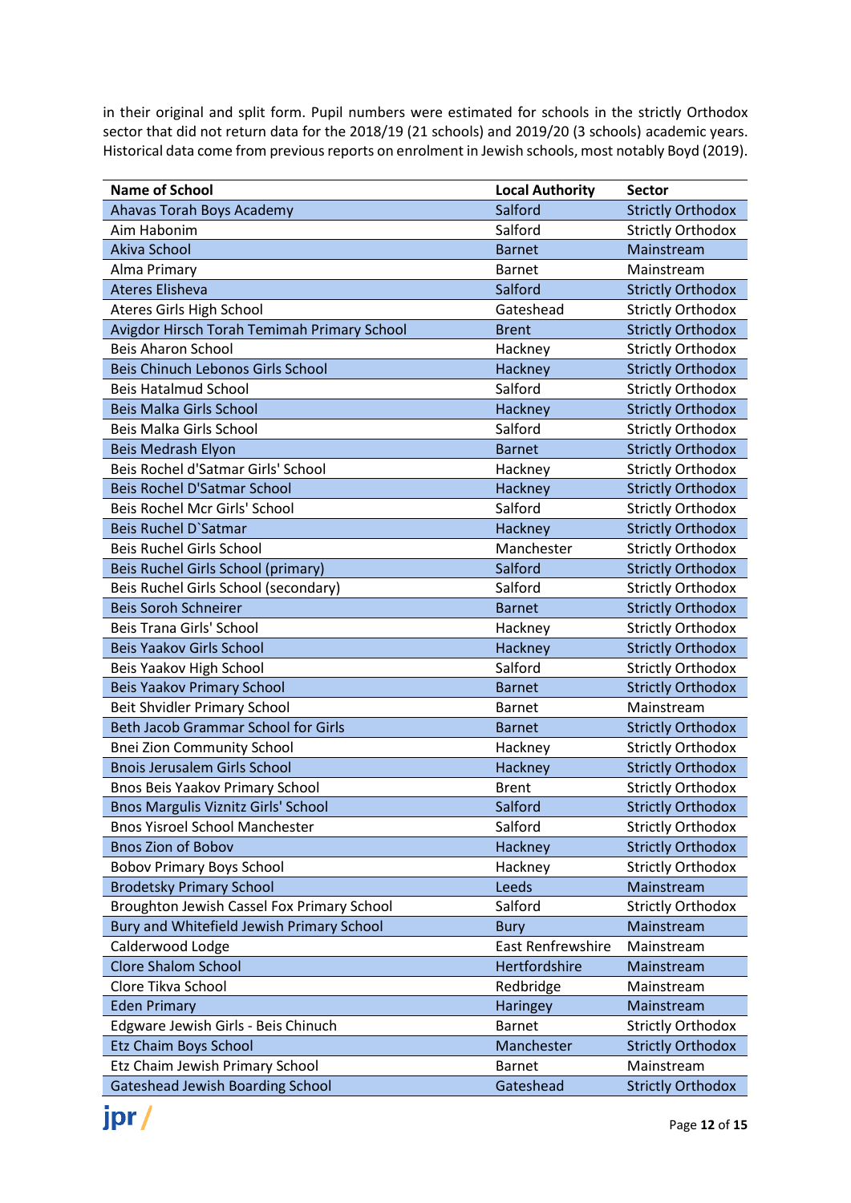in their original and split form. Pupil numbers were estimated for schools in the strictly Orthodox sector that did not return data for the 2018/19 (21 schools) and 2019/20 (3 schools) academic years. Historical data come from previous reports on enrolment in Jewish schools, most notably Boyd (2019).

| Name of School | Local Authority | Sector |
|---|---|---|
| Ahavas Torah Boys Academy | Salford | Strictly Orthodox |
| Aim Habonim | Salford | Strictly Orthodox |
| Akiva School | Barnet | Mainstream |
| Alma Primary | Barnet | Mainstream |
| Ateres Elisheva | Salford | Strictly Orthodox |
| Ateres Girls High School | Gateshead | Strictly Orthodox |
| Avigdor Hirsch Torah Temimah Primary School | Brent | Strictly Orthodox |
| Beis Aharon School | Hackney | Strictly Orthodox |
| Beis Chinuch Lebonos Girls School | Hackney | Strictly Orthodox |
| Beis Hatalmud School | Salford | Strictly Orthodox |
| Beis Malka Girls School | Hackney | Strictly Orthodox |
| Beis Malka Girls School | Salford | Strictly Orthodox |
| Beis Medrash Elyon | Barnet | Strictly Orthodox |
| Beis Rochel d'Satmar Girls' School | Hackney | Strictly Orthodox |
| Beis Rochel D'Satmar School | Hackney | Strictly Orthodox |
| Beis Rochel Mcr Girls' School | Salford | Strictly Orthodox |
| Beis Ruchel D`Satmar | Hackney | Strictly Orthodox |
| Beis Ruchel Girls School | Manchester | Strictly Orthodox |
| Beis Ruchel Girls School (primary) | Salford | Strictly Orthodox |
| Beis Ruchel Girls School (secondary) | Salford | Strictly Orthodox |
| Beis Soroh Schneirer | Barnet | Strictly Orthodox |
| Beis Trana Girls' School | Hackney | Strictly Orthodox |
| Beis Yaakov Girls School | Hackney | Strictly Orthodox |
| Beis Yaakov High School | Salford | Strictly Orthodox |
| Beis Yaakov Primary School | Barnet | Strictly Orthodox |
| Beit Shvidler Primary School | Barnet | Mainstream |
| Beth Jacob Grammar School for Girls | Barnet | Strictly Orthodox |
| Bnei Zion Community School | Hackney | Strictly Orthodox |
| Bnois Jerusalem Girls School | Hackney | Strictly Orthodox |
| Bnos Beis Yaakov Primary School | Brent | Strictly Orthodox |
| Bnos Margulis Viznitz Girls' School | Salford | Strictly Orthodox |
| Bnos Yisroel School Manchester | Salford | Strictly Orthodox |
| Bnos Zion of Bobov | Hackney | Strictly Orthodox |
| Bobov Primary Boys School | Hackney | Strictly Orthodox |
| Brodetsky Primary School | Leeds | Mainstream |
| Broughton Jewish Cassel Fox Primary School | Salford | Strictly Orthodox |
| Bury and Whitefield Jewish Primary School | Bury | Mainstream |
| Calderwood Lodge | East Renfrewshire | Mainstream |
| Clore Shalom School | Hertfordshire | Mainstream |
| Clore Tikva School | Redbridge | Mainstream |
| Eden Primary | Haringey | Mainstream |
| Edgware Jewish Girls - Beis Chinuch | Barnet | Strictly Orthodox |
| Etz Chaim Boys School | Manchester | Strictly Orthodox |
| Etz Chaim Jewish Primary School | Barnet | Mainstream |
| Gateshead Jewish Boarding School | Gateshead | Strictly Orthodox |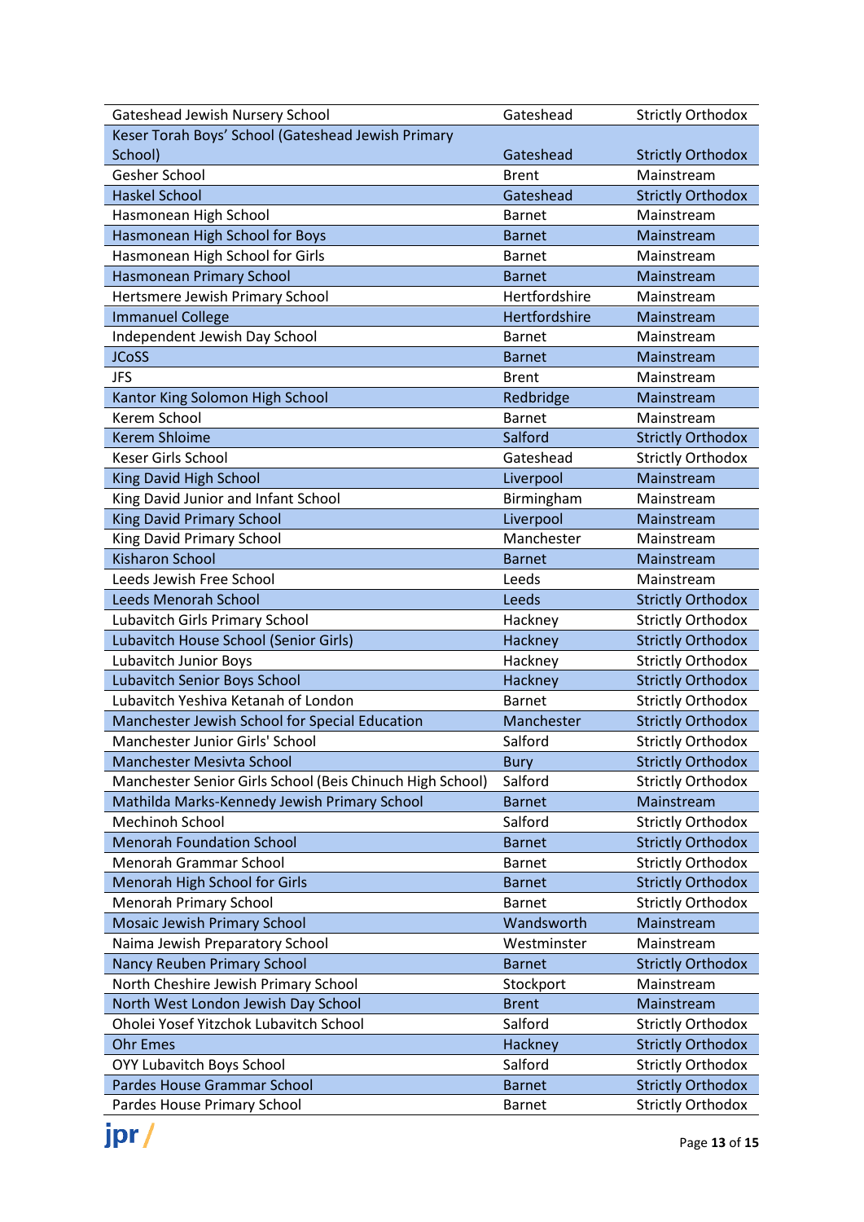| | | |
|---|---|---|
| Gateshead Jewish Nursery School | Gateshead | Strictly Orthodox |
| Keser Torah Boys' School (Gateshead Jewish Primary School) | Gateshead | Strictly Orthodox |
| Gesher School | Brent | Mainstream |
| Haskel School | Gateshead | Strictly Orthodox |
| Hasmonean High School | Barnet | Mainstream |
| Hasmonean High School for Boys | Barnet | Mainstream |
| Hasmonean High School for Girls | Barnet | Mainstream |
| Hasmonean Primary School | Barnet | Mainstream |
| Hertsmere Jewish Primary School | Hertfordshire | Mainstream |
| Immanuel College | Hertfordshire | Mainstream |
| Independent Jewish Day School | Barnet | Mainstream |
| JCoSS | Barnet | Mainstream |
| JFS | Brent | Mainstream |
| Kantor King Solomon High School | Redbridge | Mainstream |
| Kerem School | Barnet | Mainstream |
| Kerem Shloime | Salford | Strictly Orthodox |
| Keser Girls School | Gateshead | Strictly Orthodox |
| King David High School | Liverpool | Mainstream |
| King David Junior and Infant School | Birmingham | Mainstream |
| King David Primary School | Liverpool | Mainstream |
| King David Primary School | Manchester | Mainstream |
| Kisharon School | Barnet | Mainstream |
| Leeds Jewish Free School | Leeds | Mainstream |
| Leeds Menorah School | Leeds | Strictly Orthodox |
| Lubavitch Girls Primary School | Hackney | Strictly Orthodox |
| Lubavitch House School (Senior Girls) | Hackney | Strictly Orthodox |
| Lubavitch Junior Boys | Hackney | Strictly Orthodox |
| Lubavitch Senior Boys School | Hackney | Strictly Orthodox |
| Lubavitch Yeshiva Ketanah of London | Barnet | Strictly Orthodox |
| Manchester Jewish School for Special Education | Manchester | Strictly Orthodox |
| Manchester Junior Girls' School | Salford | Strictly Orthodox |
| Manchester Mesivta School | Bury | Strictly Orthodox |
| Manchester Senior Girls School (Beis Chinuch High School) | Salford | Strictly Orthodox |
| Mathilda Marks-Kennedy Jewish Primary School | Barnet | Mainstream |
| Mechinoh School | Salford | Strictly Orthodox |
| Menorah Foundation School | Barnet | Strictly Orthodox |
| Menorah Grammar School | Barnet | Strictly Orthodox |
| Menorah High School for Girls | Barnet | Strictly Orthodox |
| Menorah Primary School | Barnet | Strictly Orthodox |
| Mosaic Jewish Primary School | Wandsworth | Mainstream |
| Naima Jewish Preparatory School | Westminster | Mainstream |
| Nancy Reuben Primary School | Barnet | Strictly Orthodox |
| North Cheshire Jewish Primary School | Stockport | Mainstream |
| North West London Jewish Day School | Brent | Mainstream |
| Oholei Yosef Yitzchok Lubavitch School | Salford | Strictly Orthodox |
| Ohr Emes | Hackney | Strictly Orthodox |
| OYY Lubavitch Boys School | Salford | Strictly Orthodox |
| Pardes House Grammar School | Barnet | Strictly Orthodox |
| Pardes House Primary School | Barnet | Strictly Orthodox |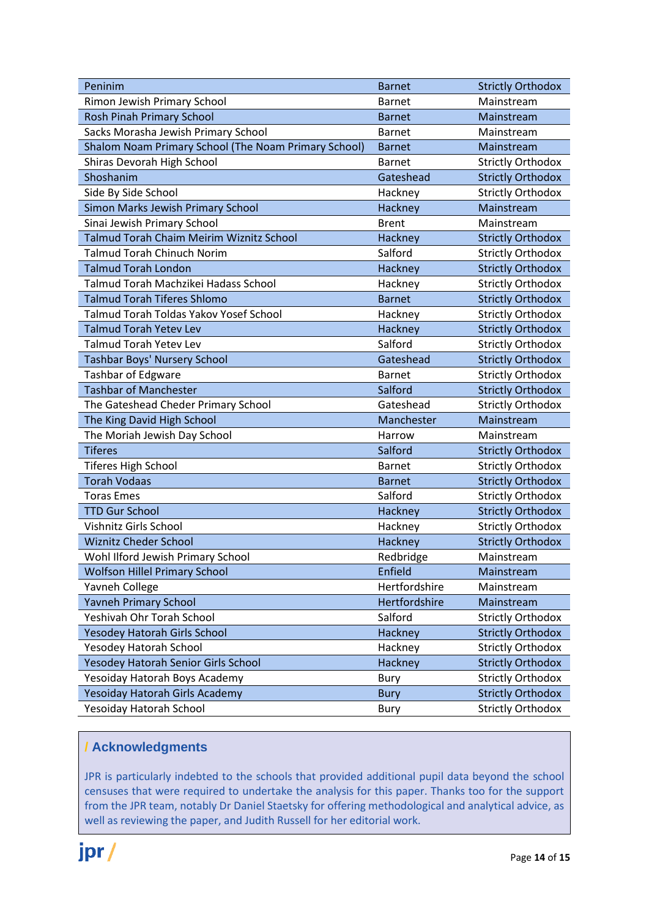| | | |
|---|---|---|
| Peninim | Barnet | Strictly Orthodox |
| Rimon Jewish Primary School | Barnet | Mainstream |
| Rosh Pinah Primary School | Barnet | Mainstream |
| Sacks Morasha Jewish Primary School | Barnet | Mainstream |
| Shalom Noam Primary School (The Noam Primary School) | Barnet | Mainstream |
| Shiras Devorah High School | Barnet | Strictly Orthodox |
| Shoshanim | Gateshead | Strictly Orthodox |
| Side By Side School | Hackney | Strictly Orthodox |
| Simon Marks Jewish Primary School | Hackney | Mainstream |
| Sinai Jewish Primary School | Brent | Mainstream |
| Talmud Torah Chaim Meirim Wiznitz School | Hackney | Strictly Orthodox |
| Talmud Torah Chinuch Norim | Salford | Strictly Orthodox |
| Talmud Torah London | Hackney | Strictly Orthodox |
| Talmud Torah Machzikei Hadass School | Hackney | Strictly Orthodox |
| Talmud Torah Tiferes Shlomo | Barnet | Strictly Orthodox |
| Talmud Torah Toldas Yakov Yosef School | Hackney | Strictly Orthodox |
| Talmud Torah Yetev Lev | Hackney | Strictly Orthodox |
| Talmud Torah Yetev Lev | Salford | Strictly Orthodox |
| Tashbar Boys' Nursery School | Gateshead | Strictly Orthodox |
| Tashbar of Edgware | Barnet | Strictly Orthodox |
| Tashbar of Manchester | Salford | Strictly Orthodox |
| The Gateshead Cheder Primary School | Gateshead | Strictly Orthodox |
| The King David High School | Manchester | Mainstream |
| The Moriah Jewish Day School | Harrow | Mainstream |
| Tiferes | Salford | Strictly Orthodox |
| Tiferes High School | Barnet | Strictly Orthodox |
| Torah Vodaas | Barnet | Strictly Orthodox |
| Toras Emes | Salford | Strictly Orthodox |
| TTD Gur School | Hackney | Strictly Orthodox |
| Vishnitz Girls School | Hackney | Strictly Orthodox |
| Wiznitz Cheder School | Hackney | Strictly Orthodox |
| Wohl Ilford Jewish Primary School | Redbridge | Mainstream |
| Wolfson Hillel Primary School | Enfield | Mainstream |
| Yavneh College | Hertfordshire | Mainstream |
| Yavneh Primary School | Hertfordshire | Mainstream |
| Yeshivah Ohr Torah School | Salford | Strictly Orthodox |
| Yesodey Hatorah Girls School | Hackney | Strictly Orthodox |
| Yesodey Hatorah School | Hackney | Strictly Orthodox |
| Yesodey Hatorah Senior Girls School | Hackney | Strictly Orthodox |
| Yesoiday Hatorah Boys Academy | Bury | Strictly Orthodox |
| Yesoiday Hatorah Girls Academy | Bury | Strictly Orthodox |
| Yesoiday Hatorah School | Bury | Strictly Orthodox |

## / Acknowledgments

JPR is particularly indebted to the schools that provided additional pupil data beyond the school censuses that were required to undertake the analysis for this paper. Thanks too for the support from the JPR team, notably Dr Daniel Staetsky for offering methodological and analytical advice, as well as reviewing the paper, and Judith Russell for her editorial work.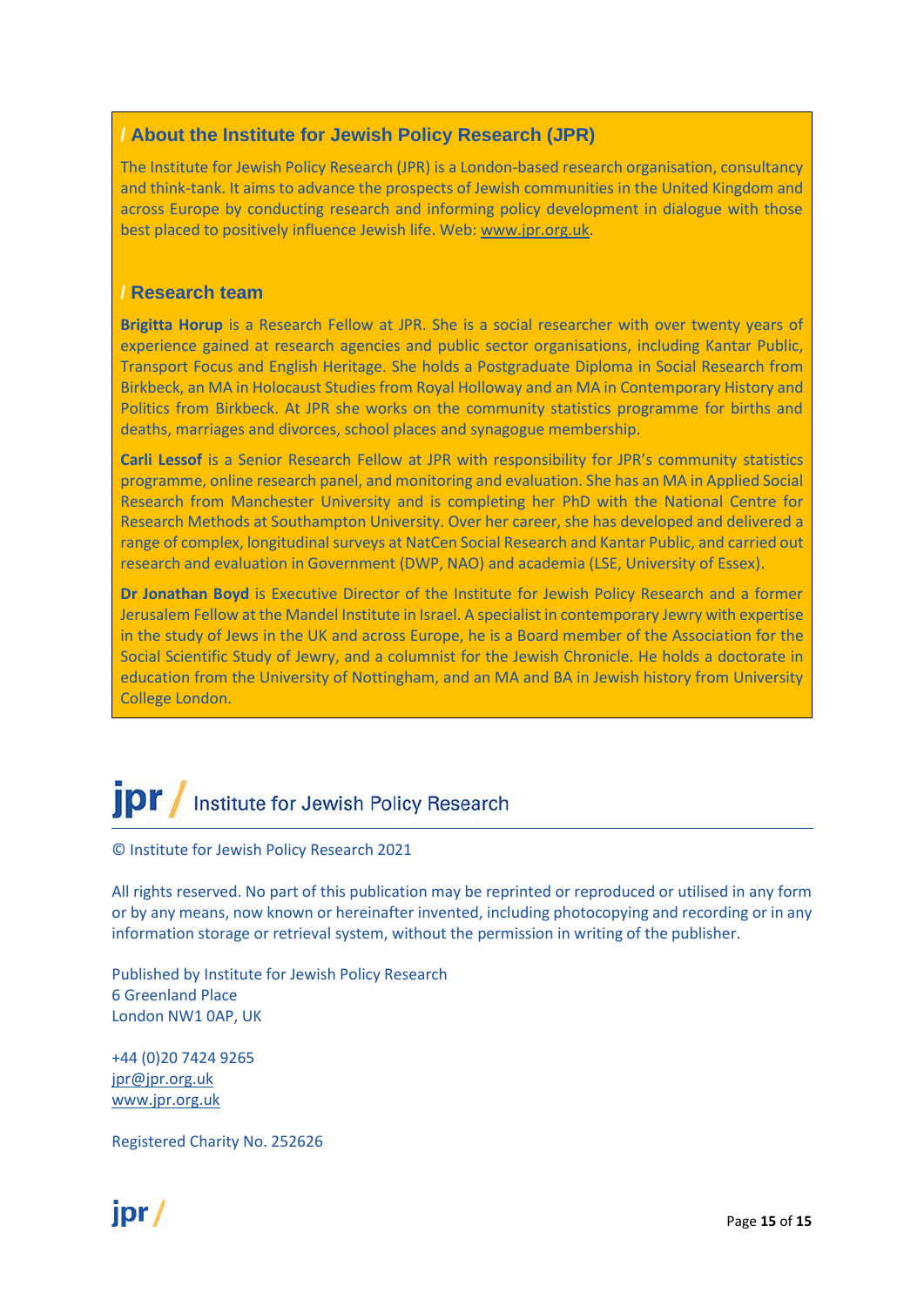## / About the Institute for Jewish Policy Research (JPR)

The Institute for Jewish Policy Research (JPR) is a London-based research organisation, consultancy and think-tank. It aims to advance the prospects of Jewish communities in the United Kingdom and across Europe by conducting research and informing policy development in dialogue with those best placed to positively influence Jewish life. Web: www.jpr.org.uk.

## / Research team

**Brigitta Horup** is a Research Fellow at JPR. She is a social researcher with over twenty years of experience gained at research agencies and public sector organisations, including Kantar Public, Transport Focus and English Heritage. She holds a Postgraduate Diploma in Social Research from Birkbeck, an MA in Holocaust Studies from Royal Holloway and an MA in Contemporary History and Politics from Birkbeck. At JPR she works on the community statistics programme for births and deaths, marriages and divorces, school places and synagogue membership.

**Carli Lessof** is a Senior Research Fellow at JPR with responsibility for JPR's community statistics programme, online research panel, and monitoring and evaluation. She has an MA in Applied Social Research from Manchester University and is completing her PhD with the National Centre for Research Methods at Southampton University. Over her career, she has developed and delivered a range of complex, longitudinal surveys at NatCen Social Research and Kantar Public, and carried out research and evaluation in Government (DWP, NAO) and academia (LSE, University of Essex).

**Dr Jonathan Boyd** is Executive Director of the Institute for Jewish Policy Research and a former Jerusalem Fellow at the Mandel Institute in Israel. A specialist in contemporary Jewry with expertise in the study of Jews in the UK and across Europe, he is a Board member of the Association for the Social Scientific Study of Jewry, and a columnist for the Jewish Chronicle. He holds a doctorate in education from the University of Nottingham, and an MA and BA in Jewish history from University College London.

jpr / Institute for Jewish Policy Research

© Institute for Jewish Policy Research 2021

All rights reserved. No part of this publication may be reprinted or reproduced or utilised in any form or by any means, now known or hereinafter invented, including photocopying and recording or in any information storage or retrieval system, without the permission in writing of the publisher.

Published by Institute for Jewish Policy Research  
6 Greenland Place  
London NW1 0AP, UK

+44 (0)20 7424 9265  
jpr@jpr.org.uk  
www.jpr.org.uk

Registered Charity No. 252626